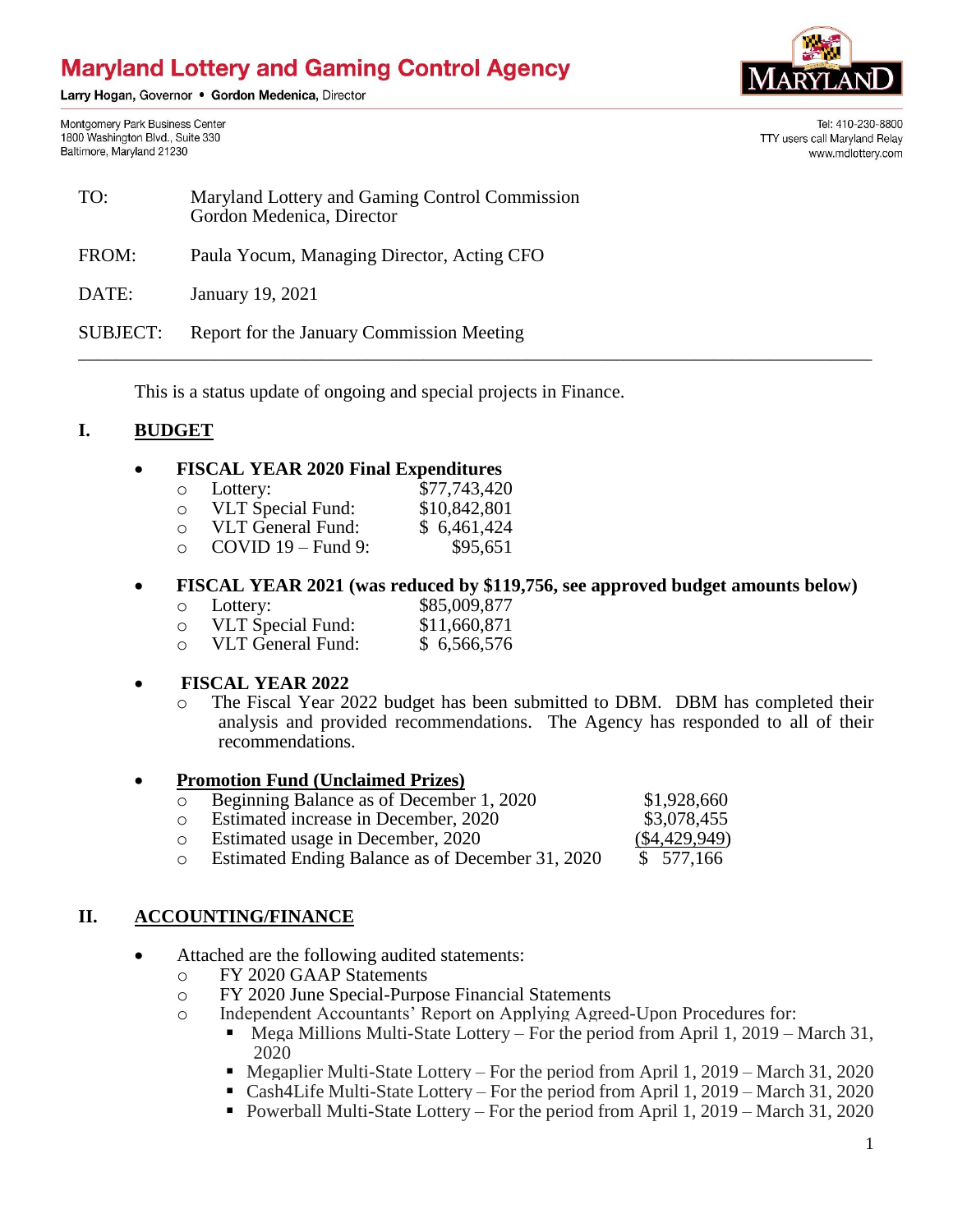# Maryland Lottery and Gaming Control Agency

Larry Hogan, Governor • Gordon Medenica, Director

Montgomery Park Business Center
1800 Washington Blvd., Suite 330
Baltimore, Maryland 21230

Tel: 410-230-8800
TTY users call Maryland Relay
www.mdlottery.com

|  |  |
|---|---|
| TO: | Maryland Lottery and Gaming Control Commission<br>Gordon Medenica, Director |
| FROM: | Paula Yocum, Managing Director, Acting CFO |
| DATE: | January 19, 2021 |
| SUBJECT: | Report for the January Commission Meeting |

---

This is a status update of ongoing and special projects in Finance.

## I. BUDGET

- **FISCAL YEAR 2020 Final Expenditures**
  - Lottery: $77,743,420
  - VLT Special Fund: $10,842,801
  - VLT General Fund: $ 6,461,424
  - COVID 19 – Fund 9: $95,651

- **FISCAL YEAR 2021 (was reduced by $119,756, see approved budget amounts below)**
  - Lottery: $85,009,877
  - VLT Special Fund: $11,660,871
  - VLT General Fund: $ 6,566,576

- **FISCAL YEAR 2022**
  - The Fiscal Year 2022 budget has been submitted to DBM. DBM has completed their analysis and provided recommendations. The Agency has responded to all of their recommendations.

- **Promotion Fund (Unclaimed Prizes)**
  - Beginning Balance as of December 1, 2020 $1,928,660
  - Estimated increase in December, 2020 $3,078,455
  - Estimated usage in December, 2020 ($4,429,949)
  - Estimated Ending Balance as of December 31, 2020 $ 577,166

## II. ACCOUNTING/FINANCE

- Attached are the following audited statements:
  - FY 2020 GAAP Statements
  - FY 2020 June Special-Purpose Financial Statements
  - Independent Accountants' Report on Applying Agreed-Upon Procedures for:
    - Mega Millions Multi-State Lottery – For the period from April 1, 2019 – March 31, 2020
    - Megaplier Multi-State Lottery – For the period from April 1, 2019 – March 31, 2020
    - Cash4Life Multi-State Lottery – For the period from April 1, 2019 – March 31, 2020
    - Powerball Multi-State Lottery – For the period from April 1, 2019 – March 31, 2020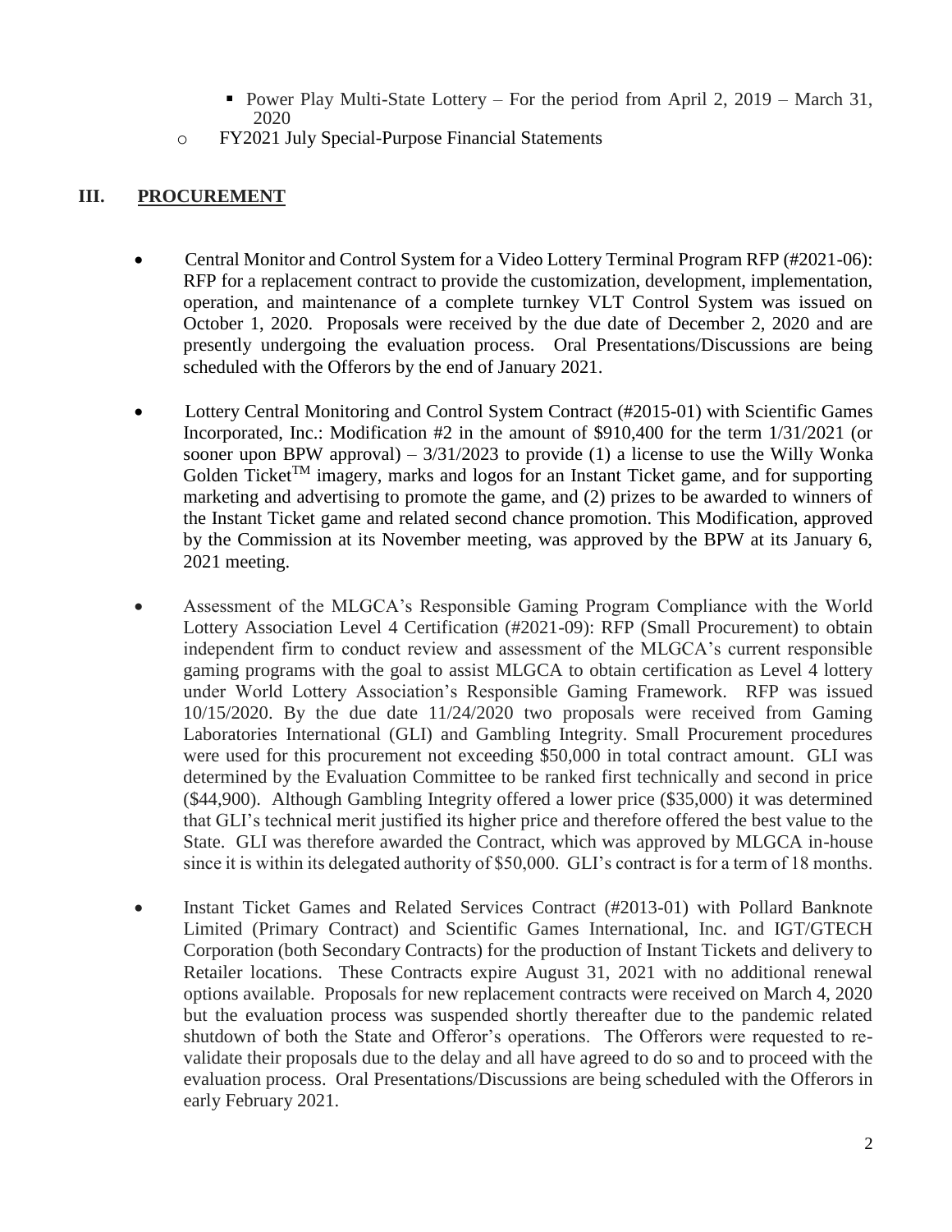- Power Play Multi-State Lottery – For the period from April 2, 2019 – March 31, 2020
  - FY2021 July Special-Purpose Financial Statements

## III. PROCUREMENT

- Central Monitor and Control System for a Video Lottery Terminal Program RFP (#2021-06): RFP for a replacement contract to provide the customization, development, implementation, operation, and maintenance of a complete turnkey VLT Control System was issued on October 1, 2020. Proposals were received by the due date of December 2, 2020 and are presently undergoing the evaluation process. Oral Presentations/Discussions are being scheduled with the Offerors by the end of January 2021.

- Lottery Central Monitoring and Control System Contract (#2015-01) with Scientific Games Incorporated, Inc.: Modification #2 in the amount of $910,400 for the term 1/31/2021 (or sooner upon BPW approval) – 3/31/2023 to provide (1) a license to use the Willy Wonka Golden Ticket™ imagery, marks and logos for an Instant Ticket game, and for supporting marketing and advertising to promote the game, and (2) prizes to be awarded to winners of the Instant Ticket game and related second chance promotion. This Modification, approved by the Commission at its November meeting, was approved by the BPW at its January 6, 2021 meeting.

- Assessment of the MLGCA's Responsible Gaming Program Compliance with the World Lottery Association Level 4 Certification (#2021-09): RFP (Small Procurement) to obtain independent firm to conduct review and assessment of the MLGCA's current responsible gaming programs with the goal to assist MLGCA to obtain certification as Level 4 lottery under World Lottery Association's Responsible Gaming Framework. RFP was issued 10/15/2020. By the due date 11/24/2020 two proposals were received from Gaming Laboratories International (GLI) and Gambling Integrity. Small Procurement procedures were used for this procurement not exceeding $50,000 in total contract amount. GLI was determined by the Evaluation Committee to be ranked first technically and second in price ($44,900). Although Gambling Integrity offered a lower price ($35,000) it was determined that GLI's technical merit justified its higher price and therefore offered the best value to the State. GLI was therefore awarded the Contract, which was approved by MLGCA in-house since it is within its delegated authority of $50,000. GLI's contract is for a term of 18 months.

- Instant Ticket Games and Related Services Contract (#2013-01) with Pollard Banknote Limited (Primary Contract) and Scientific Games International, Inc. and IGT/GTECH Corporation (both Secondary Contracts) for the production of Instant Tickets and delivery to Retailer locations. These Contracts expire August 31, 2021 with no additional renewal options available. Proposals for new replacement contracts were received on March 4, 2020 but the evaluation process was suspended shortly thereafter due to the pandemic related shutdown of both the State and Offeror's operations. The Offerors were requested to re-validate their proposals due to the delay and all have agreed to do so and to proceed with the evaluation process. Oral Presentations/Discussions are being scheduled with the Offerors in early February 2021.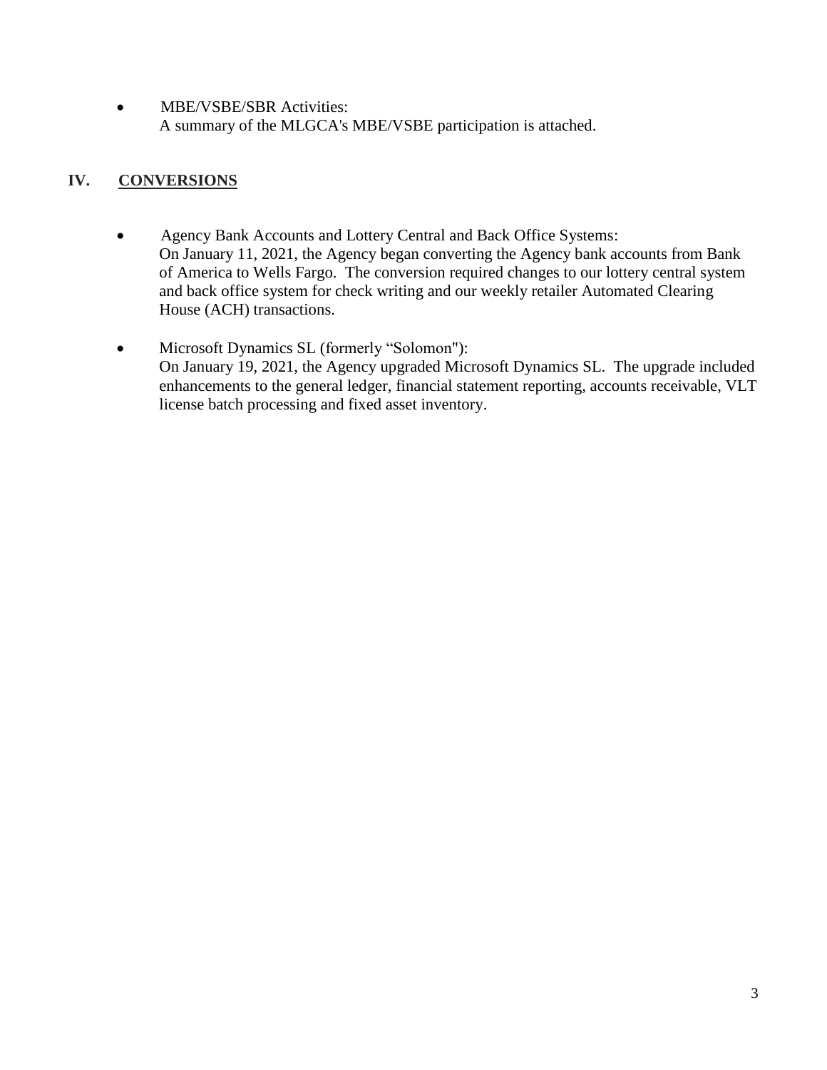- MBE/VSBE/SBR Activities:
  A summary of the MLGCA's MBE/VSBE participation is attached.

## IV. CONVERSIONS

- Agency Bank Accounts and Lottery Central and Back Office Systems:
  On January 11, 2021, the Agency began converting the Agency bank accounts from Bank of America to Wells Fargo. The conversion required changes to our lottery central system and back office system for check writing and our weekly retailer Automated Clearing House (ACH) transactions.

- Microsoft Dynamics SL (formerly "Solomon"):
  On January 19, 2021, the Agency upgraded Microsoft Dynamics SL. The upgrade included enhancements to the general ledger, financial statement reporting, accounts receivable, VLT license batch processing and fixed asset inventory.